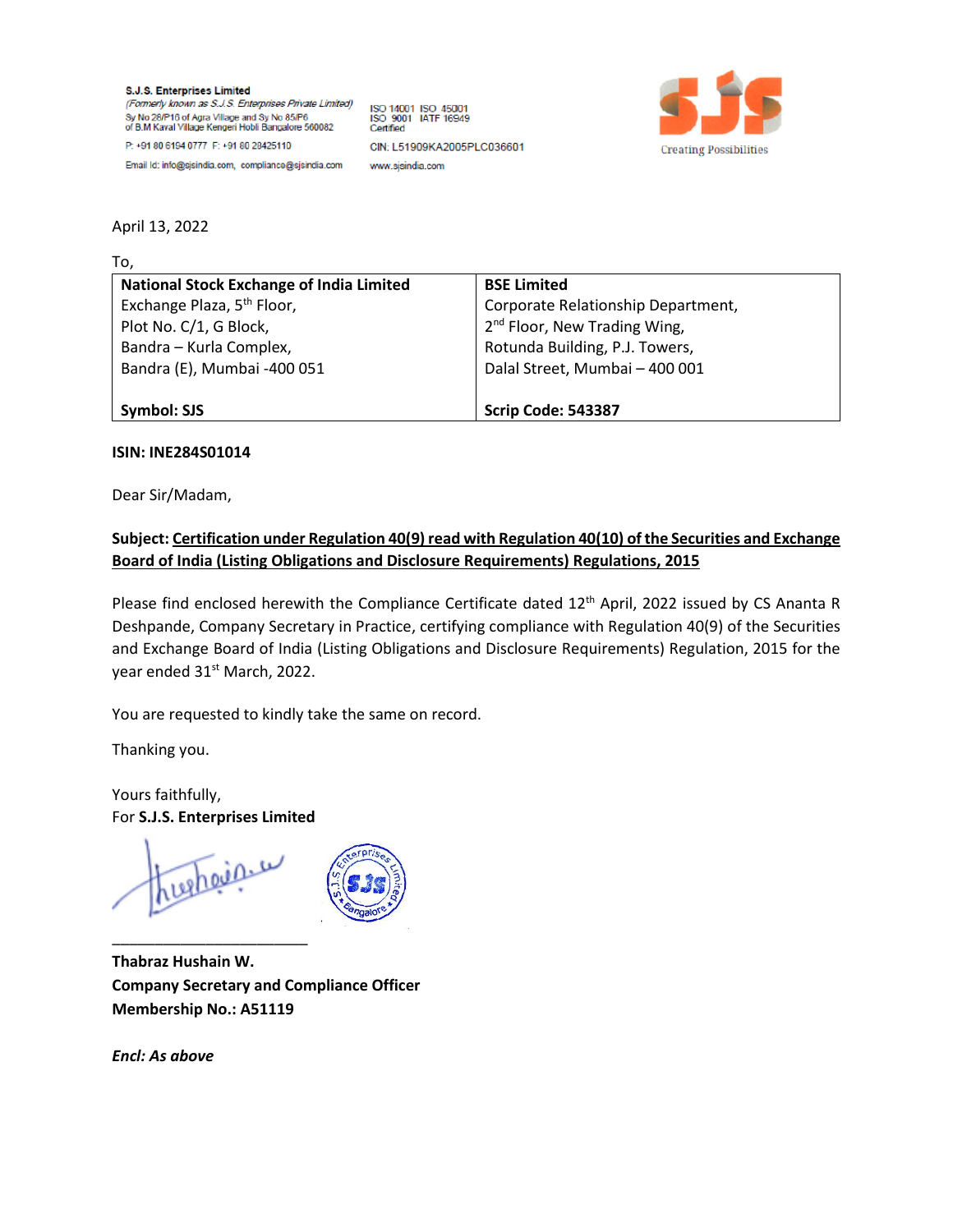S.J.S. Enterprises Limited
*(Formerly known as S.J.S. Enterprises Private Limited)*
Sy No 28/P16 of Agra Village and Sy No 85/P6
of B.M Kaval Village Kengeri Hobli Bangalore 560082

P: +91 80 6194 0777 F: +91 80 28425110

Email Id: info@sjsindia.com, compliance@sjsindia.com

ISO 14001 ISO 45001
ISO 9001 IATF 16949
Certified

CIN: L51909KA2005PLC036601

www.sjsindia.com

SJS
Creating Possibilities

April 13, 2022

To,

| **National Stock Exchange of India Limited**<br>Exchange Plaza, 5th Floor,<br>Plot No. C/1, G Block,<br>Bandra – Kurla Complex,<br>Bandra (E), Mumbai -400 051<br><br>**Symbol: SJS** | **BSE Limited**<br>Corporate Relationship Department,<br>2nd Floor, New Trading Wing,<br>Rotunda Building, P.J. Towers,<br>Dalal Street, Mumbai – 400 001<br><br>**Scrip Code: 543387** |
|---|---|

**ISIN: INE284S01014**

Dear Sir/Madam,

**Subject: <u>Certification under Regulation 40(9) read with Regulation 40(10) of the Securities and Exchange Board of India (Listing Obligations and Disclosure Requirements) Regulations, 2015</u>**

Please find enclosed herewith the Compliance Certificate dated 12th April, 2022 issued by CS Ananta R Deshpande, Company Secretary in Practice, certifying compliance with Regulation 40(9) of the Securities and Exchange Board of India (Listing Obligations and Disclosure Requirements) Regulation, 2015 for the year ended 31st March, 2022.

You are requested to kindly take the same on record.

Thanking you.

Yours faithfully,
For **S.J.S. Enterprises Limited**

________________________

**Thabraz Hushain W.**
**Company Secretary and Compliance Officer**
**Membership No.: A51119**

***Encl: As above***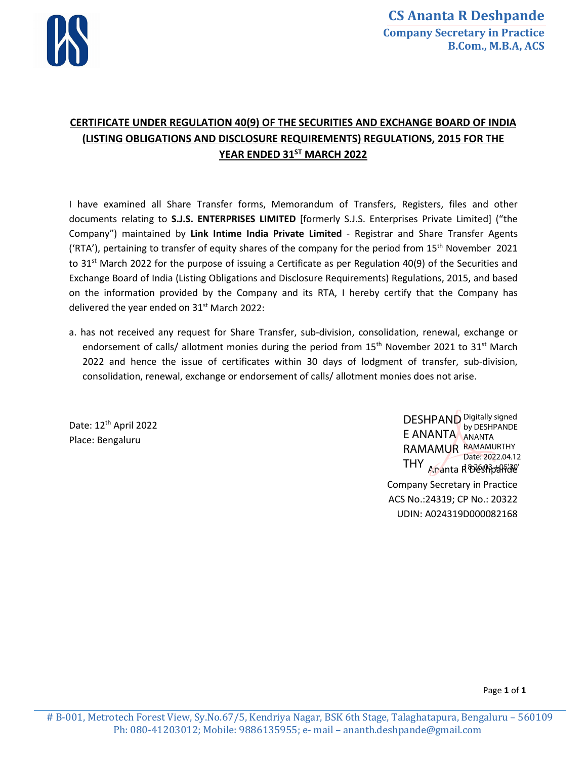**CS Ananta R Deshpande**
**Company Secretary in Practice**
**B.Com., M.B.A, ACS**

**CERTIFICATE UNDER REGULATION 40(9) OF THE SECURITIES AND EXCHANGE BOARD OF INDIA (LISTING OBLIGATIONS AND DISCLOSURE REQUIREMENTS) REGULATIONS, 2015 FOR THE YEAR ENDED 31ST MARCH 2022**

I have examined all Share Transfer forms, Memorandum of Transfers, Registers, files and other documents relating to **S.J.S. ENTERPRISES LIMITED** [formerly S.J.S. Enterprises Private Limited] ("the Company") maintained by **Link Intime India Private Limited** - Registrar and Share Transfer Agents ('RTA'), pertaining to transfer of equity shares of the company for the period from 15th November 2021 to 31st March 2022 for the purpose of issuing a Certificate as per Regulation 40(9) of the Securities and Exchange Board of India (Listing Obligations and Disclosure Requirements) Regulations, 2015, and based on the information provided by the Company and its RTA, I hereby certify that the Company has delivered the year ended on 31st March 2022:

a. has not received any request for Share Transfer, sub-division, consolidation, renewal, exchange or endorsement of calls/ allotment monies during the period from 15th November 2021 to 31st March 2022 and hence the issue of certificates within 30 days of lodgment of transfer, sub-division, consolidation, renewal, exchange or endorsement of calls/ allotment monies does not arise.

Date: 12th April 2022
Place: Bengaluru

DESHPANDE ANANTA RAMAMURTHY
Digitally signed by DESHPANDE ANANTA RAMAMURTHY
Date: 2022.04.12 18:26:03 +05'30'

Ananta R Deshpande
Company Secretary in Practice
ACS No.:24319; CP No.: 20322
UDIN: A024319D000082168

# B-001, Metrotech Forest View, Sy.No.67/5, Kendriya Nagar, BSK 6th Stage, Talaghatapura, Bengaluru – 560109
Ph: 080-41203012; Mobile: 9886135955; e- mail – ananth.deshpande@gmail.com